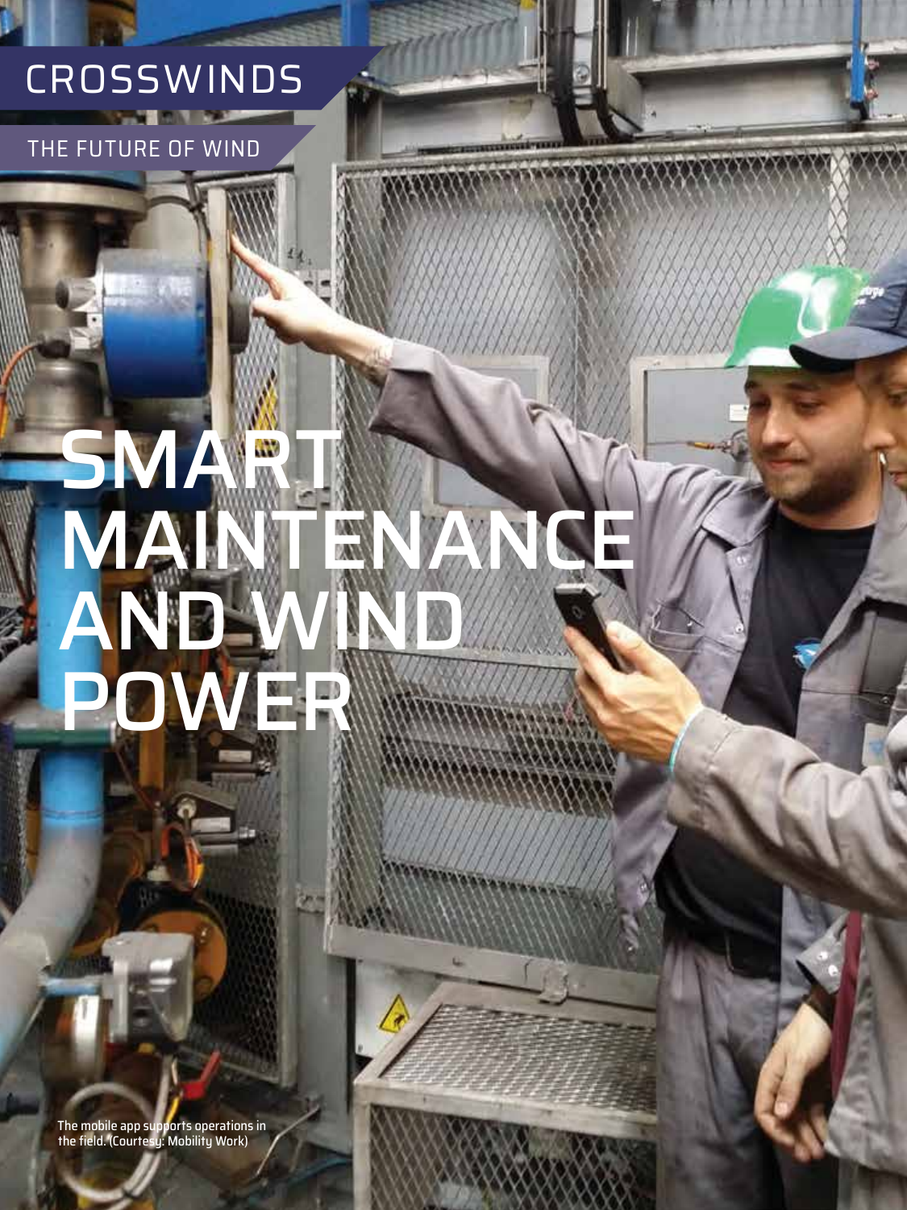CROSSWINDS

THE FUTURE OF WIND

# SMART MAINTENANCE AND WIND POWER

The mobile app supports operations in the field. (Courtesy: Mobility Work)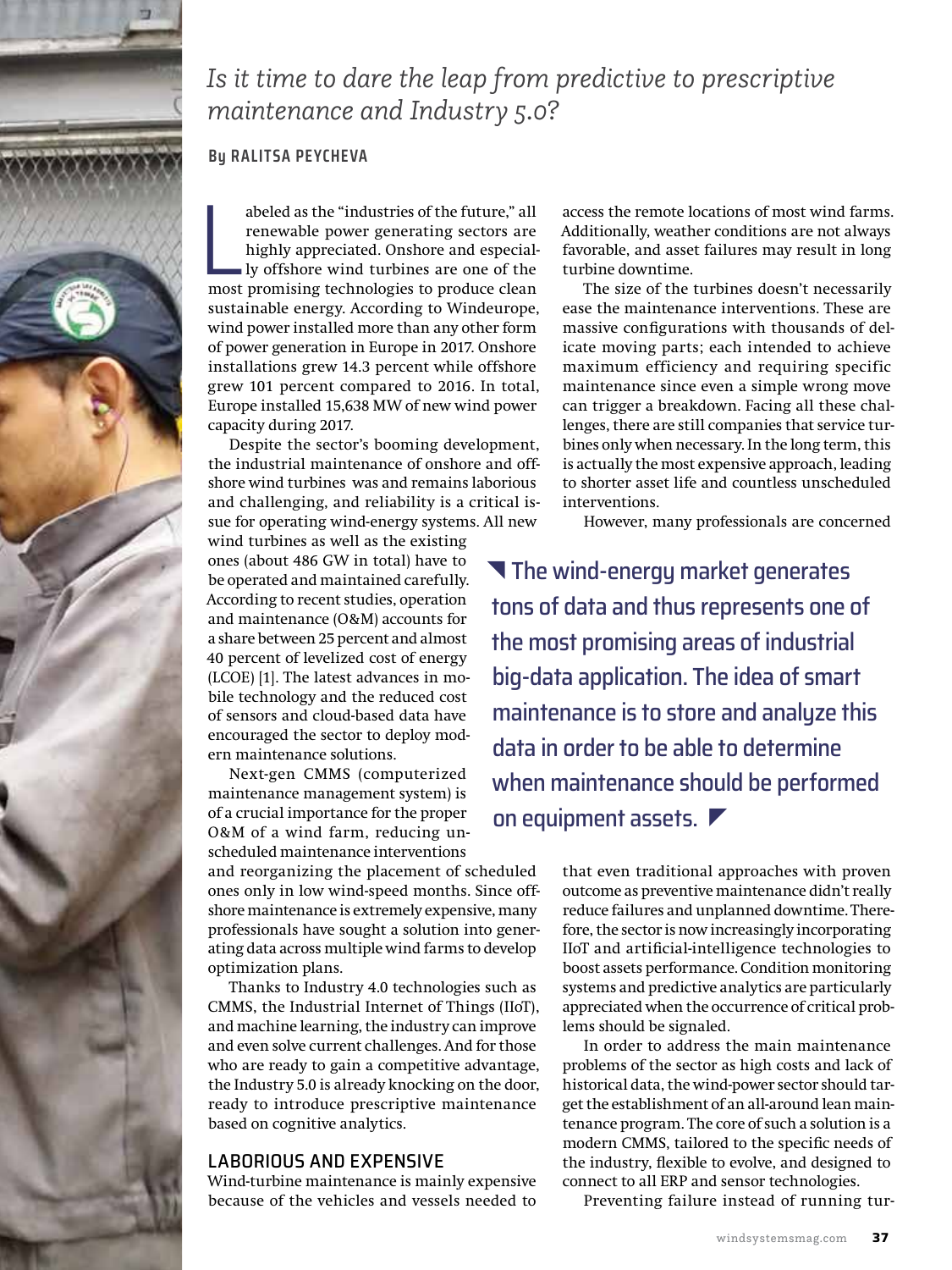*Is it time to dare the leap from predictive to prescriptive maintenance and Industry 5.0?*

**By RALITSA PEYCHEVA**

Labeled as the "industries of the future," all renewable power generating sectors are highly appreciated. Onshore and especially offshore wind turbines are one of the most promising technologies to produce clean sustainable energy. According to Windeurope, wind power installed more than any other form of power generation in Europe in 2017. Onshore installations grew 14.3 percent while offshore grew 101 percent compared to 2016. In total, Europe installed 15,638 MW of new wind power capacity during 2017.

Despite the sector's booming development, the industrial maintenance of onshore and offshore wind turbines was and remains laborious and challenging, and reliability is a critical issue for operating wind-energy systems. All new wind turbines as well as the existing ones (about 486 GW in total) have to be operated and maintained carefully. According to recent studies, operation and maintenance (O&M) accounts for a share between 25 percent and almost 40 percent of levelized cost of energy (LCOE) [1]. The latest advances in mobile technology and the reduced cost of sensors and cloud-based data have encouraged the sector to deploy modern maintenance solutions.

Next-gen CMMS (computerized maintenance management system) is of a crucial importance for the proper O&M of a wind farm, reducing unscheduled maintenance interventions and reorganizing the placement of scheduled ones only in low wind-speed months. Since offshore maintenance is extremely expensive, many professionals have sought a solution into generating data across multiple wind farms to develop optimization plans.

Thanks to Industry 4.0 technologies such as CMMS, the Industrial Internet of Things (IIoT), and machine learning, the industry can improve and even solve current challenges. And for those who are ready to gain a competitive advantage, the Industry 5.0 is already knocking on the door, ready to introduce prescriptive maintenance based on cognitive analytics.

## LABORIOUS AND EXPENSIVE

Wind-turbine maintenance is mainly expensive because of the vehicles and vessels needed to access the remote locations of most wind farms. Additionally, weather conditions are not always favorable, and asset failures may result in long turbine downtime.

The size of the turbines doesn't necessarily ease the maintenance interventions. These are massive configurations with thousands of delicate moving parts; each intended to achieve maximum efficiency and requiring specific maintenance since even a simple wrong move can trigger a breakdown. Facing all these challenges, there are still companies that service turbines only when necessary. In the long term, this is actually the most expensive approach, leading to shorter asset life and countless unscheduled interventions.

However, many professionals are concerned that even traditional approaches with proven outcome as preventive maintenance didn't really reduce failures and unplanned downtime. Therefore, the sector is now increasingly incorporating IIoT and artificial-intelligence technologies to boost assets performance. Condition monitoring systems and predictive analytics are particularly appreciated when the occurrence of critical problems should be signaled.

> **The wind-energy market generates tons of data and thus represents one of the most promising areas of industrial big-data application. The idea of smart maintenance is to store and analyze this data in order to be able to determine when maintenance should be performed on equipment assets.**

In order to address the main maintenance problems of the sector as high costs and lack of historical data, the wind-power sector should target the establishment of an all-around lean maintenance program. The core of such a solution is a modern CMMS, tailored to the specific needs of the industry, flexible to evolve, and designed to connect to all ERP and sensor technologies.

Preventing failure instead of running tur-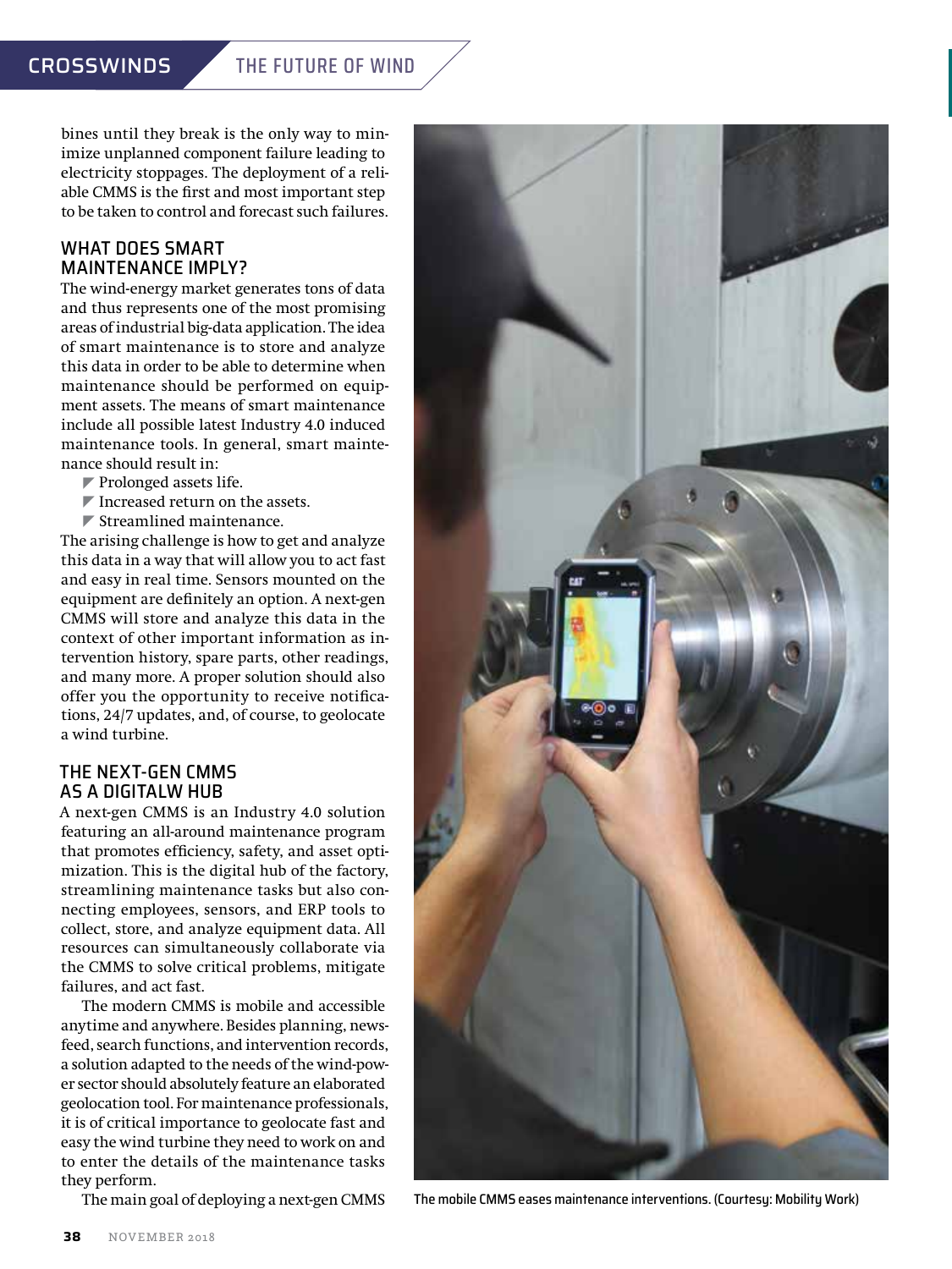bines until they break is the only way to minimize unplanned component failure leading to electricity stoppages. The deployment of a reliable CMMS is the first and most important step to be taken to control and forecast such failures.

## WHAT DOES SMART MAINTENANCE IMPLY?

The wind-energy market generates tons of data and thus represents one of the most promising areas of industrial big-data application. The idea of smart maintenance is to store and analyze this data in order to be able to determine when maintenance should be performed on equipment assets. The means of smart maintenance include all possible latest Industry 4.0 induced maintenance tools. In general, smart maintenance should result in:

- Prolonged assets life.
- Increased return on the assets.
- Streamlined maintenance.

The arising challenge is how to get and analyze this data in a way that will allow you to act fast and easy in real time. Sensors mounted on the equipment are definitely an option. A next-gen CMMS will store and analyze this data in the context of other important information as intervention history, spare parts, other readings, and many more. A proper solution should also offer you the opportunity to receive notifications, 24/7 updates, and, of course, to geolocate a wind turbine.

## THE NEXT-GEN CMMS AS A DIGITALW HUB

A next-gen CMMS is an Industry 4.0 solution featuring an all-around maintenance program that promotes efficiency, safety, and asset optimization. This is the digital hub of the factory, streamlining maintenance tasks but also connecting employees, sensors, and ERP tools to collect, store, and analyze equipment data. All resources can simultaneously collaborate via the CMMS to solve critical problems, mitigate failures, and act fast.

The modern CMMS is mobile and accessible anytime and anywhere. Besides planning, newsfeed, search functions, and intervention records, a solution adapted to the needs of the wind-power sector should absolutely feature an elaborated geolocation tool. For maintenance professionals, it is of critical importance to geolocate fast and easy the wind turbine they need to work on and to enter the details of the maintenance tasks they perform.

The main goal of deploying a next-gen CMMS

The mobile CMMS eases maintenance interventions. (Courtesy: Mobility Work)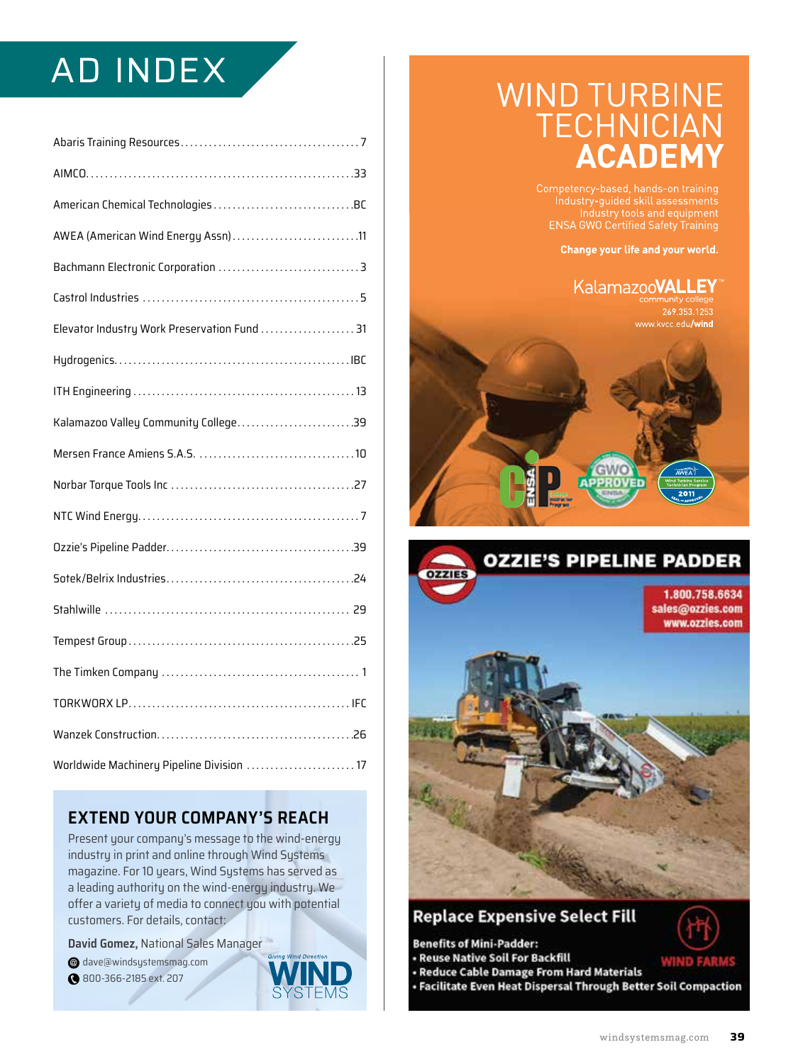# AD INDEX

| | |
|---|---|
| Abaris Training Resources | 7 |
| AIMCO | 33 |
| American Chemical Technologies | BC |
| AWEA (American Wind Energy Assn) | 11 |
| Bachmann Electronic Corporation | 3 |
| Castrol Industries | 5 |
| Elevator Industry Work Preservation Fund | 31 |
| Hydrogenics | IBC |
| ITH Engineering | 13 |
| Kalamazoo Valley Community College | 39 |
| Mersen France Amiens S.A.S. | 10 |
| Norbar Torque Tools Inc | 27 |
| NTC Wind Energy | 7 |
| Ozzie's Pipeline Padder | 39 |
| Sotek/Belrix Industries | 24 |
| Stahlwille | 29 |
| Tempest Group | 25 |
| The Timken Company | 1 |
| TORKWORX LP | IFC |
| Wanzek Construction | 26 |
| Worldwide Machinery Pipeline Division | 17 |

## EXTEND YOUR COMPANY'S REACH

Present your company's message to the wind-energy industry in print and online through Wind Systems magazine. For 10 years, Wind Systems has served as a leading authority on the wind-energy industry. We offer a variety of media to connect you with potential customers. For details, contact:

**David Gomez,** National Sales Manager

dave@windsystemsmag.com

800-366-2185 ext. 207

Giving Wind Direction WIND SYSTEMS

# WIND TURBINE TECHNICIAN ACADEMY

Competency-based, hands-on training
Industry-guided skill assessments
Industry tools and equipment
ENSA GWO Certified Safety Training

**Change your life and your world.**

KalamazooVALLEY community college
269.353.1253
www.kvcc.edu/wind

# OZZIE'S PIPELINE PADDER

1.800.758.6634
sales@ozzies.com
www.ozzies.com

## Replace Expensive Select Fill

**Benefits of Mini-Padder:**

- Reuse Native Soil For Backfill
- Reduce Cable Damage From Hard Materials
- Facilitate Even Heat Dispersal Through Better Soil Compaction

WIND FARMS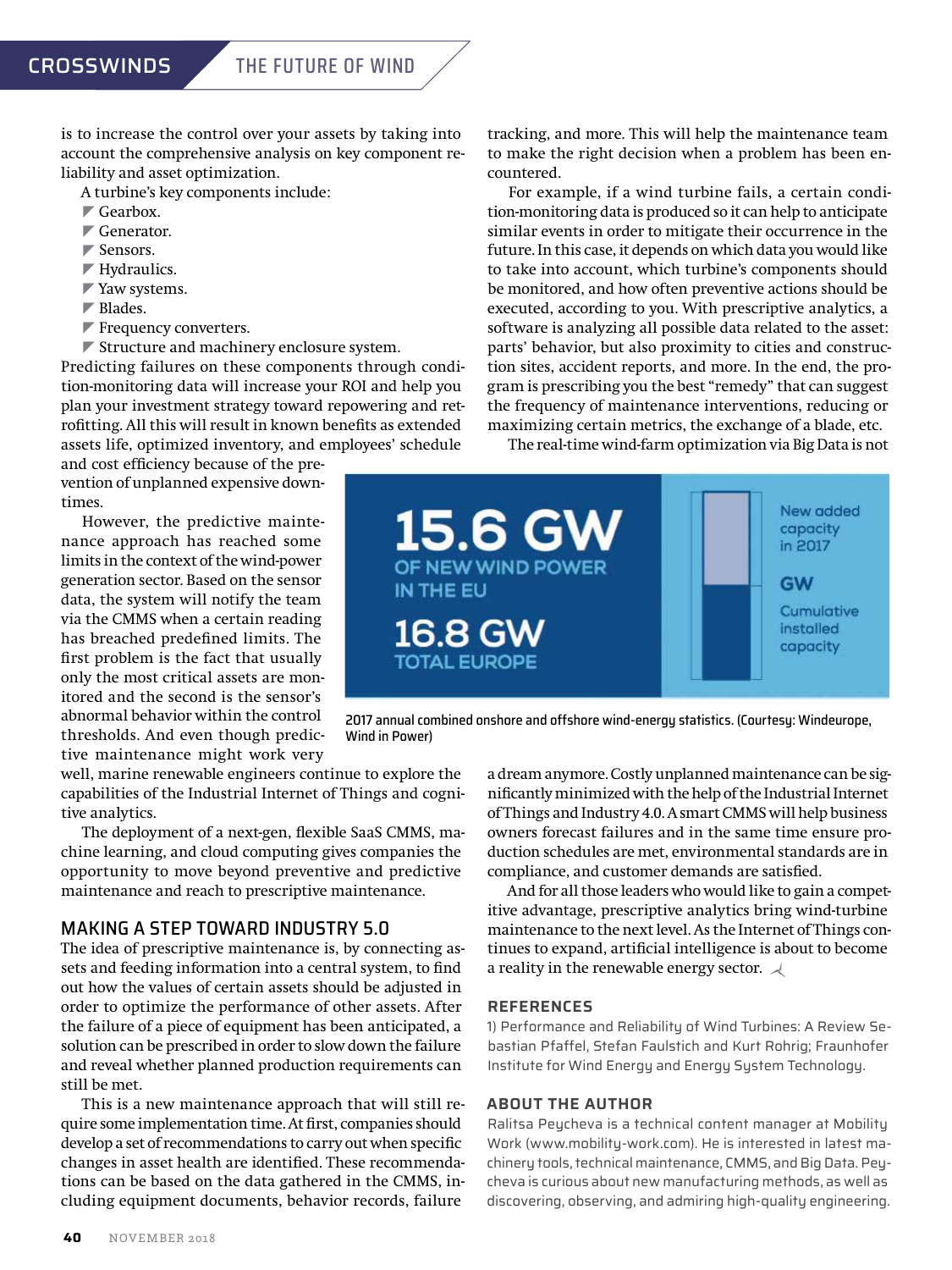is to increase the control over your assets by taking into account the comprehensive analysis on key component reliability and asset optimization.

A turbine's key components include:

- Gearbox.
- Generator.
- Sensors.
- Hydraulics.
- Yaw systems.
- Blades.
- Frequency converters.
- Structure and machinery enclosure system.

Predicting failures on these components through condition-monitoring data will increase your ROI and help you plan your investment strategy toward repowering and retrofitting. All this will result in known benefits as extended assets life, optimized inventory, and employees' schedule and cost efficiency because of the prevention of unplanned expensive downtimes.

However, the predictive maintenance approach has reached some limits in the context of the wind-power generation sector. Based on the sensor data, the system will notify the team via the CMMS when a certain reading has breached predefined limits. The first problem is the fact that usually only the most critical assets are monitored and the second is the sensor's abnormal behavior within the control thresholds. And even though predictive maintenance might work very well, marine renewable engineers continue to explore the capabilities of the Industrial Internet of Things and cognitive analytics.

The deployment of a next-gen, flexible SaaS CMMS, machine learning, and cloud computing gives companies the opportunity to move beyond preventive and predictive maintenance and reach to prescriptive maintenance.

## MAKING A STEP TOWARD INDUSTRY 5.0

The idea of prescriptive maintenance is, by connecting assets and feeding information into a central system, to find out how the values of certain assets should be adjusted in order to optimize the performance of other assets. After the failure of a piece of equipment has been anticipated, a solution can be prescribed in order to slow down the failure and reveal whether planned production requirements can still be met.

This is a new maintenance approach that will still require some implementation time. At first, companies should develop a set of recommendations to carry out when specific changes in asset health are identified. These recommendations can be based on the data gathered in the CMMS, including equipment documents, behavior records, failure tracking, and more. This will help the maintenance team to make the right decision when a problem has been encountered.

For example, if a wind turbine fails, a certain condition-monitoring data is produced so it can help to anticipate similar events in order to mitigate their occurrence in the future. In this case, it depends on which data you would like to take into account, which turbine's components should be monitored, and how often preventive actions should be executed, according to you. With prescriptive analytics, a software is analyzing all possible data related to the asset: parts' behavior, but also proximity to cities and construction sites, accident reports, and more. In the end, the program is prescribing you the best "remedy" that can suggest the frequency of maintenance interventions, reducing or maximizing certain metrics, the exchange of a blade, etc.

The real-time wind-farm optimization via Big Data is not a dream anymore. Costly unplanned maintenance can be significantly minimized with the help of the Industrial Internet of Things and Industry 4.0. A smart CMMS will help business owners forecast failures and in the same time ensure production schedules are met, environmental standards are in compliance, and customer demands are satisfied.

And for all those leaders who would like to gain a competitive advantage, prescriptive analytics bring wind-turbine maintenance to the next level. As the Internet of Things continues to expand, artificial intelligence is about to become a reality in the renewable energy sector.

15.6 GW
OF NEW WIND POWER IN THE EU

16.8 GW
TOTAL EUROPE

New added capacity in 2017
GW
Cumulative installed capacity

2017 annual combined onshore and offshore wind-energy statistics. (Courtesy: Windeurope, Wind in Power)

### REFERENCES

1) Performance and Reliability of Wind Turbines: A Review Sebastian Pfaffel, Stefan Faulstich and Kurt Rohrig; Fraunhofer Institute for Wind Energy and Energy System Technology.

### ABOUT THE AUTHOR

Ralitsa Peycheva is a technical content manager at Mobility Work (www.mobility-work.com). He is interested in latest machinery tools, technical maintenance, CMMS, and Big Data. Peycheva is curious about new manufacturing methods, as well as discovering, observing, and admiring high-quality engineering.